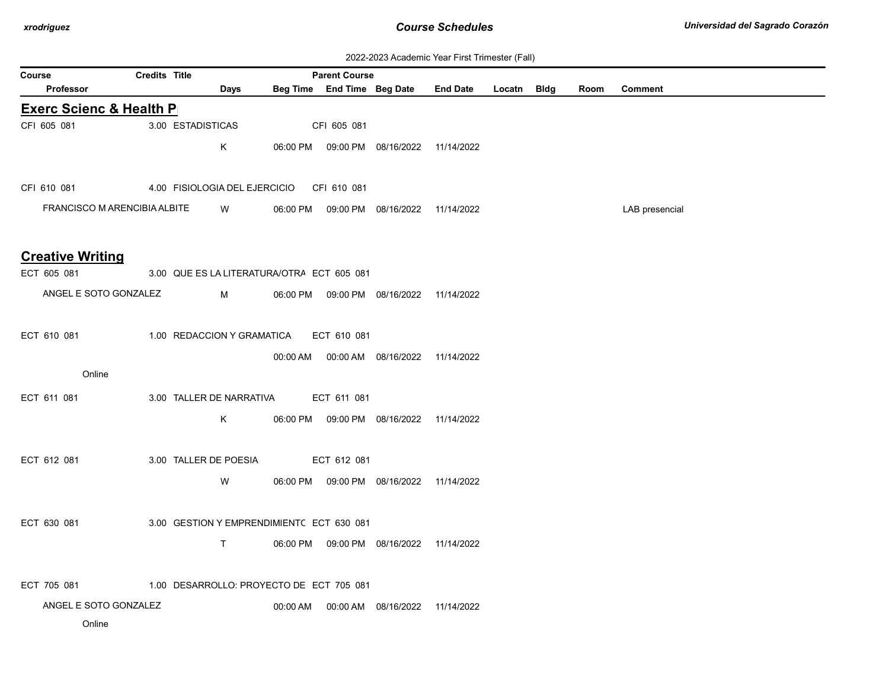# Course Schedules

**Universidad del Sagrado Corazón**

2022-2023 Academic Year First Trimester (Fall)

## Exerc Scienc & Health P

| Course | Credits | Title | Parent Course | Professor | Days | Beg Time | End Time | Beg Date | End Date | Locatn | Bldg | Room | Comment |
|---|---|---|---|---|---|---|---|---|---|---|---|---|---|
| CFI 605 081 | 3.00 | ESTADISTICAS | CFI 605 081 | | K | 06:00 PM | 09:00 PM | 08/16/2022 | 11/14/2022 | | | | |
| CFI 610 081 | 4.00 | FISIOLOGIA DEL EJERCICIO | CFI 610 081 | FRANCISCO M ARENCIBIA ALBITE | W | 06:00 PM | 09:00 PM | 08/16/2022 | 11/14/2022 | | | | LAB presencial |

## Creative Writing

| Course | Credits | Title | Parent Course | Professor | Days | Beg Time | End Time | Beg Date | End Date | Locatn | Bldg | Room | Comment |
|---|---|---|---|---|---|---|---|---|---|---|---|---|---|
| ECT 605 081 | 3.00 | QUE ES LA LITERATURA/OTRA | ECT 605 081 | ANGEL E SOTO GONZALEZ | M | 06:00 PM | 09:00 PM | 08/16/2022 | 11/14/2022 | | | | |
| ECT 610 081 | 1.00 | REDACCION Y GRAMATICA | ECT 610 081 | Online | | 00:00 AM | 00:00 AM | 08/16/2022 | 11/14/2022 | | | | |
| ECT 611 081 | 3.00 | TALLER DE NARRATIVA | ECT 611 081 | | K | 06:00 PM | 09:00 PM | 08/16/2022 | 11/14/2022 | | | | |
| ECT 612 081 | 3.00 | TALLER DE POESIA | ECT 612 081 | | W | 06:00 PM | 09:00 PM | 08/16/2022 | 11/14/2022 | | | | |
| ECT 630 081 | 3.00 | GESTION Y EMPRENDIMIENTC | ECT 630 081 | | T | 06:00 PM | 09:00 PM | 08/16/2022 | 11/14/2022 | | | | |
| ECT 705 081 | 1.00 | DESARROLLO: PROYECTO DE | ECT 705 081 | ANGEL E SOTO GONZALEZ<br>Online | | 00:00 AM | 00:00 AM | 08/16/2022 | 11/14/2022 | | | | |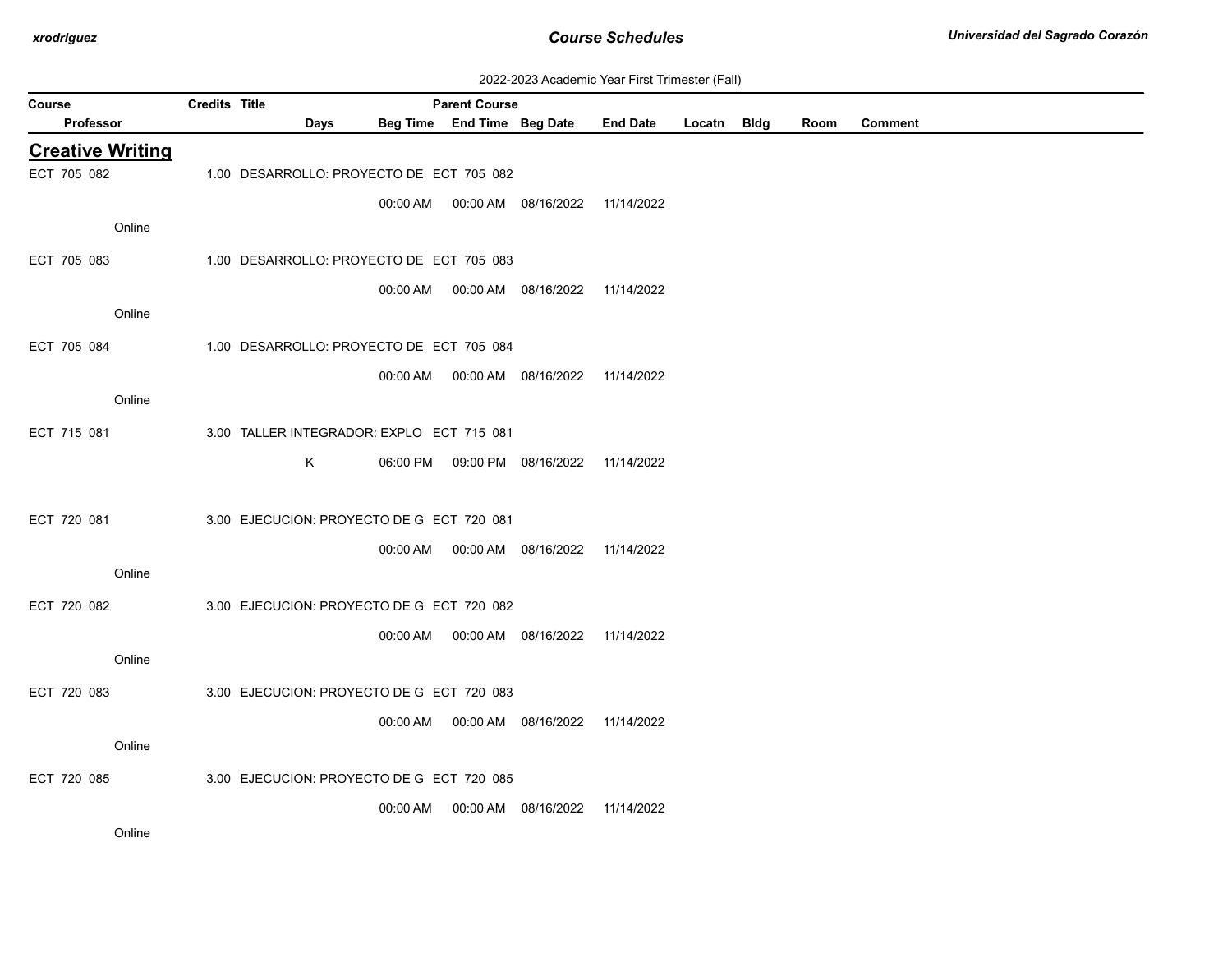2022-2023 Academic Year First Trimester (Fall)

| Course / Professor | Credits | Title / Days | Beg Time | Parent Course / End Time | Beg Date | End Date | Locatn | Bldg | Room | Comment |
|---|---|---|---|---|---|---|---|---|---|---|

## Creative Writing

| Course / Professor | Credits | Title / Days | Beg Time | Parent Course / End Time | Beg Date | End Date | Locatn | Bldg | Room | Comment |
|---|---|---|---|---|---|---|---|---|---|---|
| ECT 705 082 | 1.00 | DESARROLLO: PROYECTO DE | | ECT 705 082 | | | | | | |
| | | | 00:00 AM | 00:00 AM | 08/16/2022 | 11/14/2022 | | | | |
| Online | | | | | | | | | | |
| ECT 705 083 | 1.00 | DESARROLLO: PROYECTO DE | | ECT 705 083 | | | | | | |
| | | | 00:00 AM | 00:00 AM | 08/16/2022 | 11/14/2022 | | | | |
| Online | | | | | | | | | | |
| ECT 705 084 | 1.00 | DESARROLLO: PROYECTO DE | | ECT 705 084 | | | | | | |
| | | | 00:00 AM | 00:00 AM | 08/16/2022 | 11/14/2022 | | | | |
| Online | | | | | | | | | | |
| ECT 715 081 | 3.00 | TALLER INTEGRADOR: EXPLO | | ECT 715 081 | | | | | | |
| | | K | 06:00 PM | 09:00 PM | 08/16/2022 | 11/14/2022 | | | | |
| ECT 720 081 | 3.00 | EJECUCION: PROYECTO DE G | | ECT 720 081 | | | | | | |
| | | | 00:00 AM | 00:00 AM | 08/16/2022 | 11/14/2022 | | | | |
| Online | | | | | | | | | | |
| ECT 720 082 | 3.00 | EJECUCION: PROYECTO DE G | | ECT 720 082 | | | | | | |
| | | | 00:00 AM | 00:00 AM | 08/16/2022 | 11/14/2022 | | | | |
| Online | | | | | | | | | | |
| ECT 720 083 | 3.00 | EJECUCION: PROYECTO DE G | | ECT 720 083 | | | | | | |
| | | | 00:00 AM | 00:00 AM | 08/16/2022 | 11/14/2022 | | | | |
| Online | | | | | | | | | | |
| ECT 720 085 | 3.00 | EJECUCION: PROYECTO DE G | | ECT 720 085 | | | | | | |
| | | | 00:00 AM | 00:00 AM | 08/16/2022 | 11/14/2022 | | | | |
| Online | | | | | | | | | | |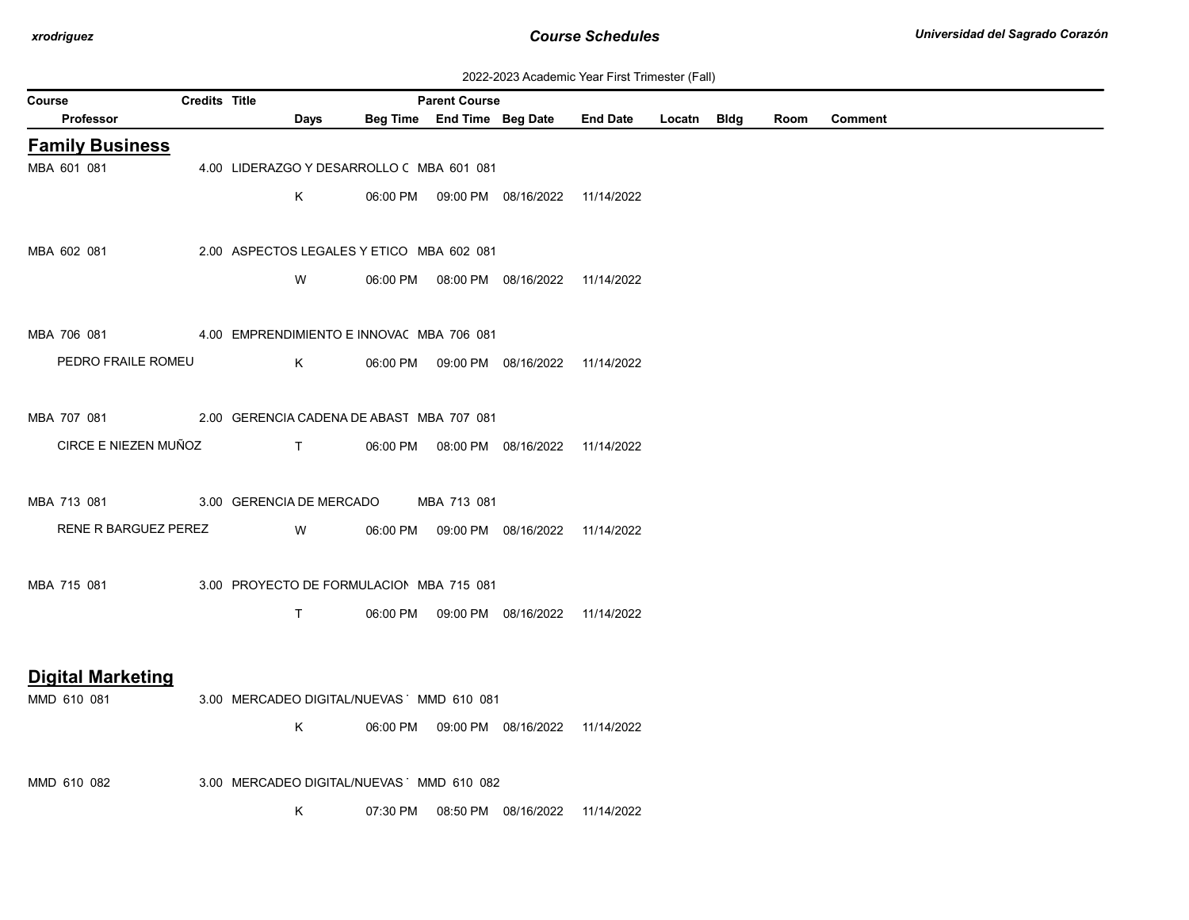2022-2023 Academic Year First Trimester (Fall)

| Course | Credits | Title | Parent Course | | | | | | | |
|---|---|---|---|---|---|---|---|---|---|---|
| Professor | | Days | Beg Time | End Time | Beg Date | End Date | Locatn | Bldg | Room | Comment |

## Family Business

| Course / Professor | Credits | Title / Days | Beg Time | Parent Course / End Time | Beg Date | End Date | Locatn | Bldg | Room | Comment |
|---|---|---|---|---|---|---|---|---|---|---|
| MBA 601 081 | 4.00 | LIDERAZGO Y DESARROLLO C | | MBA 601 081 | | | | | | |
| | | K | 06:00 PM | 09:00 PM | 08/16/2022 | 11/14/2022 | | | | |
| MBA 602 081 | 2.00 | ASPECTOS LEGALES Y ETICO | | MBA 602 081 | | | | | | |
| | | W | 06:00 PM | 08:00 PM | 08/16/2022 | 11/14/2022 | | | | |
| MBA 706 081 | 4.00 | EMPRENDIMIENTO E INNOVAC | | MBA 706 081 | | | | | | |
| PEDRO FRAILE ROMEU | | K | 06:00 PM | 09:00 PM | 08/16/2022 | 11/14/2022 | | | | |
| MBA 707 081 | 2.00 | GERENCIA CADENA DE ABAST | | MBA 707 081 | | | | | | |
| CIRCE E NIEZEN MUÑOZ | | T | 06:00 PM | 08:00 PM | 08/16/2022 | 11/14/2022 | | | | |
| MBA 713 081 | 3.00 | GERENCIA DE MERCADO | | MBA 713 081 | | | | | | |
| RENE R BARGUEZ PEREZ | | W | 06:00 PM | 09:00 PM | 08/16/2022 | 11/14/2022 | | | | |
| MBA 715 081 | 3.00 | PROYECTO DE FORMULACION | | MBA 715 081 | | | | | | |
| | | T | 06:00 PM | 09:00 PM | 08/16/2022 | 11/14/2022 | | | | |

## Digital Marketing

| Course / Professor | Credits | Title / Days | Beg Time | Parent Course / End Time | Beg Date | End Date | Locatn | Bldg | Room | Comment |
|---|---|---|---|---|---|---|---|---|---|---|
| MMD 610 081 | 3.00 | MERCADEO DIGITAL/NUEVAS | | MMD 610 081 | | | | | | |
| | | K | 06:00 PM | 09:00 PM | 08/16/2022 | 11/14/2022 | | | | |
| MMD 610 082 | 3.00 | MERCADEO DIGITAL/NUEVAS | | MMD 610 082 | | | | | | |
| | | K | 07:30 PM | 08:50 PM | 08/16/2022 | 11/14/2022 | | | | |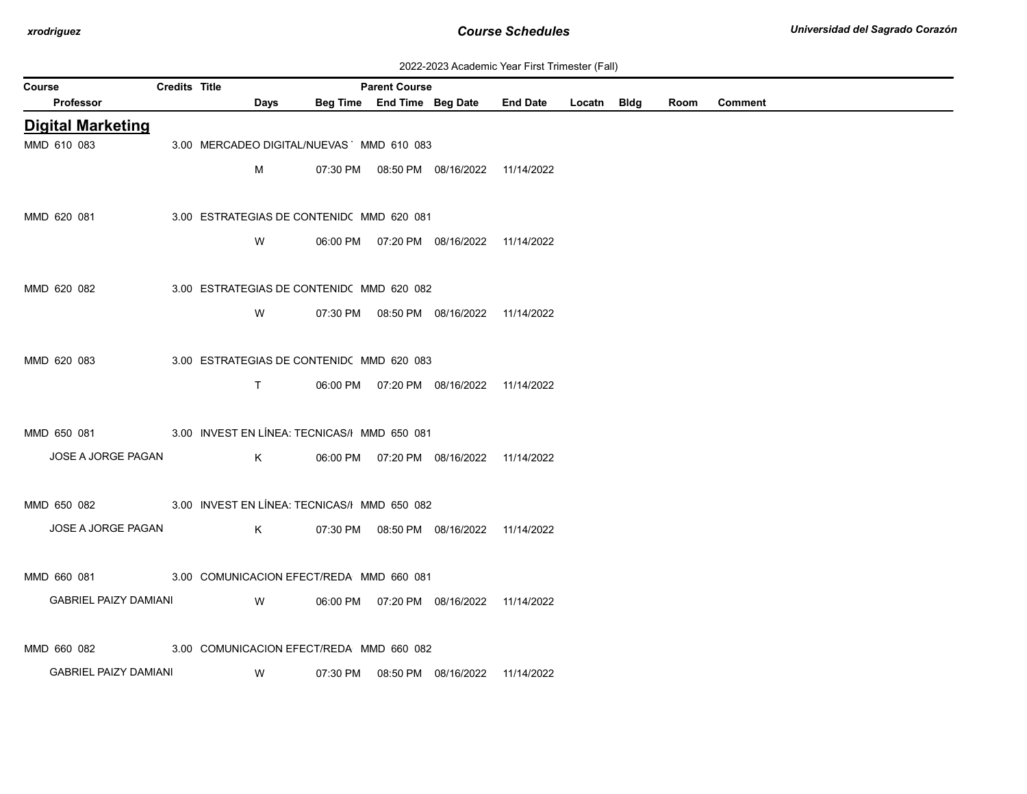2022-2023 Academic Year First Trimester (Fall)

| Course | Credits | Title | Parent Course | | | | | | | |
|---|---|---|---|---|---|---|---|---|---|---|
| Professor | | Days | Beg Time | End Time | Beg Date | End Date | Locatn | Bldg | Room | Comment |

## Digital Marketing

| Course / Professor | Credits | Title / Days | Beg Time | End Time | Beg Date | End Date | Locatn | Bldg | Room | Comment |
|---|---|---|---|---|---|---|---|---|---|---|
| MMD 610 083 | 3.00 | MERCADEO DIGITAL/NUEVAS | MMD 610 083 | | | | | | | |
| | | M | 07:30 PM | 08:50 PM | 08/16/2022 | 11/14/2022 | | | | |
| MMD 620 081 | 3.00 | ESTRATEGIAS DE CONTENIDO | MMD 620 081 | | | | | | | |
| | | W | 06:00 PM | 07:20 PM | 08/16/2022 | 11/14/2022 | | | | |
| MMD 620 082 | 3.00 | ESTRATEGIAS DE CONTENIDO | MMD 620 082 | | | | | | | |
| | | W | 07:30 PM | 08:50 PM | 08/16/2022 | 11/14/2022 | | | | |
| MMD 620 083 | 3.00 | ESTRATEGIAS DE CONTENIDO | MMD 620 083 | | | | | | | |
| | | T | 06:00 PM | 07:20 PM | 08/16/2022 | 11/14/2022 | | | | |
| MMD 650 081 | 3.00 | INVEST EN LÍNEA: TECNICAS/I | MMD 650 081 | | | | | | | |
| JOSE A JORGE PAGAN | | K | 06:00 PM | 07:20 PM | 08/16/2022 | 11/14/2022 | | | | |
| MMD 650 082 | 3.00 | INVEST EN LÍNEA: TECNICAS/I | MMD 650 082 | | | | | | | |
| JOSE A JORGE PAGAN | | K | 07:30 PM | 08:50 PM | 08/16/2022 | 11/14/2022 | | | | |
| MMD 660 081 | 3.00 | COMUNICACION EFECT/REDA | MMD 660 081 | | | | | | | |
| GABRIEL PAIZY DAMIANI | | W | 06:00 PM | 07:20 PM | 08/16/2022 | 11/14/2022 | | | | |
| MMD 660 082 | 3.00 | COMUNICACION EFECT/REDA | MMD 660 082 | | | | | | | |
| GABRIEL PAIZY DAMIANI | | W | 07:30 PM | 08:50 PM | 08/16/2022 | 11/14/2022 | | | | |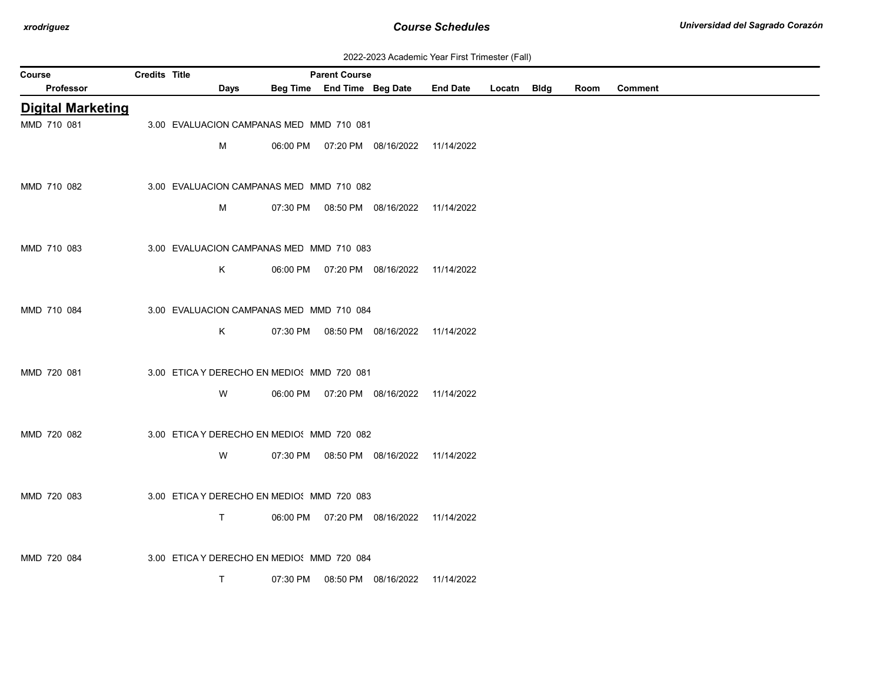2022-2023 Academic Year First Trimester (Fall)

| Course | Credits | Title | Parent Course | | | | | | | |
|---|---|---|---|---|---|---|---|---|---|---|
| Professor | | Days | Beg Time | End Time | Beg Date | End Date | Locatn | Bldg | Room | Comment |

## Digital Marketing

| Course | Credits | Title | Parent Course | Days | Beg Time | End Time | Beg Date | End Date | Locatn | Bldg | Room | Comment |
|---|---|---|---|---|---|---|---|---|---|---|---|---|
| MMD 710 081 | 3.00 | EVALUACION CAMPANAS MED | MMD 710 081 | M | 06:00 PM | 07:20 PM | 08/16/2022 | 11/14/2022 | | | | |
| MMD 710 082 | 3.00 | EVALUACION CAMPANAS MED | MMD 710 082 | M | 07:30 PM | 08:50 PM | 08/16/2022 | 11/14/2022 | | | | |
| MMD 710 083 | 3.00 | EVALUACION CAMPANAS MED | MMD 710 083 | K | 06:00 PM | 07:20 PM | 08/16/2022 | 11/14/2022 | | | | |
| MMD 710 084 | 3.00 | EVALUACION CAMPANAS MED | MMD 710 084 | K | 07:30 PM | 08:50 PM | 08/16/2022 | 11/14/2022 | | | | |
| MMD 720 081 | 3.00 | ETICA Y DERECHO EN MEDIOS | MMD 720 081 | W | 06:00 PM | 07:20 PM | 08/16/2022 | 11/14/2022 | | | | |
| MMD 720 082 | 3.00 | ETICA Y DERECHO EN MEDIOS | MMD 720 082 | W | 07:30 PM | 08:50 PM | 08/16/2022 | 11/14/2022 | | | | |
| MMD 720 083 | 3.00 | ETICA Y DERECHO EN MEDIOS | MMD 720 083 | T | 06:00 PM | 07:20 PM | 08/16/2022 | 11/14/2022 | | | | |
| MMD 720 084 | 3.00 | ETICA Y DERECHO EN MEDIOS | MMD 720 084 | T | 07:30 PM | 08:50 PM | 08/16/2022 | 11/14/2022 | | | | |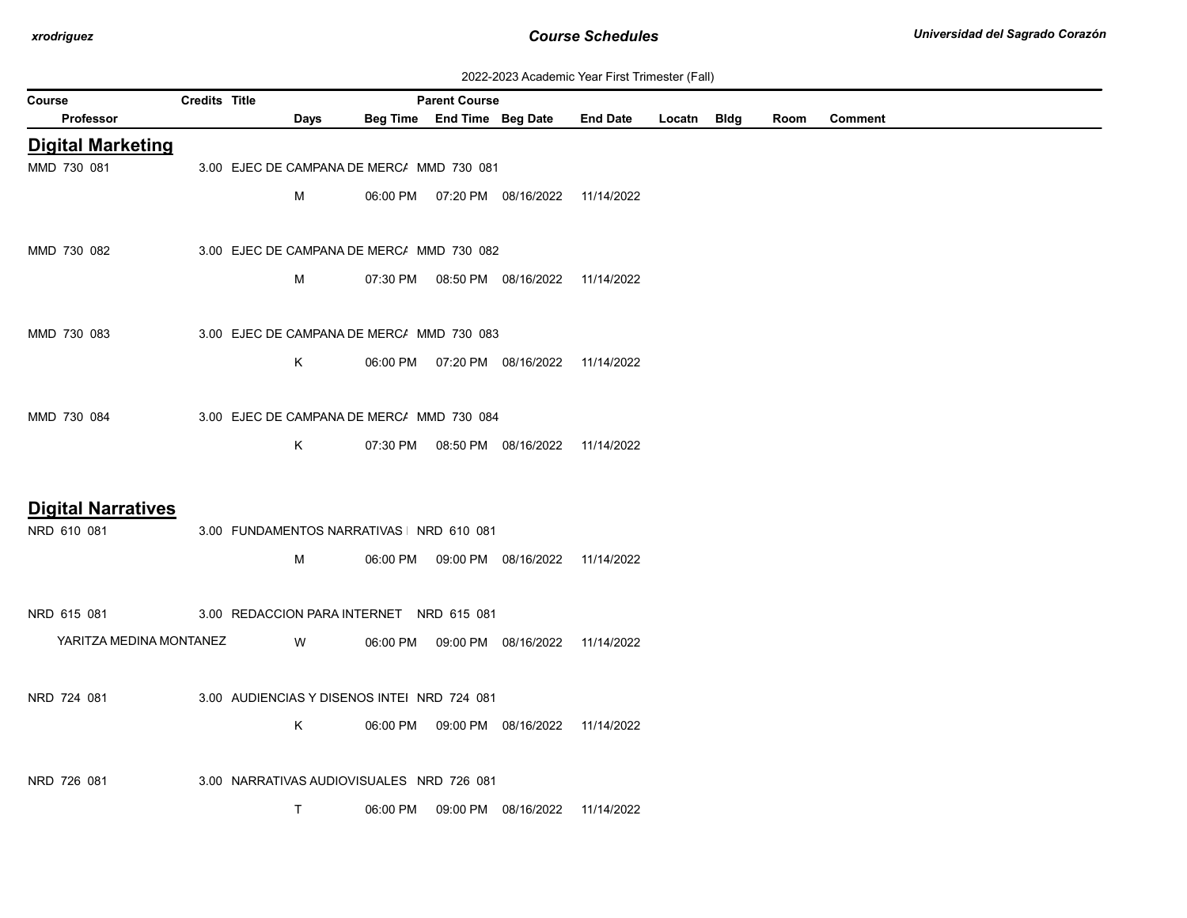2022-2023 Academic Year First Trimester (Fall)

| Course | Credits | Title | Parent Course | | | | | | | | |
|---|---|---|---|---|---|---|---|---|---|---|---|
| Professor | | Days | Beg Time | End Time | Beg Date | End Date | Locatn | Bldg | Room | Comment | |

## Digital Marketing

| Course / Professor | Credits | Title / Days | Beg Time | End Time / Parent Course | Beg Date | End Date | Locatn | Bldg | Room | Comment |
|---|---|---|---|---|---|---|---|---|---|---|
| MMD 730 081 | 3.00 | EJEC DE CAMPANA DE MERCA | | MMD 730 081 | | | | | | |
| | | M | 06:00 PM | 07:20 PM | 08/16/2022 | 11/14/2022 | | | | |
| MMD 730 082 | 3.00 | EJEC DE CAMPANA DE MERCA | | MMD 730 082 | | | | | | |
| | | M | 07:30 PM | 08:50 PM | 08/16/2022 | 11/14/2022 | | | | |
| MMD 730 083 | 3.00 | EJEC DE CAMPANA DE MERCA | | MMD 730 083 | | | | | | |
| | | K | 06:00 PM | 07:20 PM | 08/16/2022 | 11/14/2022 | | | | |
| MMD 730 084 | 3.00 | EJEC DE CAMPANA DE MERCA | | MMD 730 084 | | | | | | |
| | | K | 07:30 PM | 08:50 PM | 08/16/2022 | 11/14/2022 | | | | |

## Digital Narratives

| Course / Professor | Credits | Title / Days | Beg Time | End Time / Parent Course | Beg Date | End Date | Locatn | Bldg | Room | Comment |
|---|---|---|---|---|---|---|---|---|---|---|
| NRD 610 081 | 3.00 | FUNDAMENTOS NARRATIVAS I | | NRD 610 081 | | | | | | |
| | | M | 06:00 PM | 09:00 PM | 08/16/2022 | 11/14/2022 | | | | |
| NRD 615 081 | 3.00 | REDACCION PARA INTERNET | | NRD 615 081 | | | | | | |
| YARITZA MEDINA MONTANEZ | | W | 06:00 PM | 09:00 PM | 08/16/2022 | 11/14/2022 | | | | |
| NRD 724 081 | 3.00 | AUDIENCIAS Y DISENOS INTEI | | NRD 724 081 | | | | | | |
| | | K | 06:00 PM | 09:00 PM | 08/16/2022 | 11/14/2022 | | | | |
| NRD 726 081 | 3.00 | NARRATIVAS AUDIOVISUALES | | NRD 726 081 | | | | | | |
| | | T | 06:00 PM | 09:00 PM | 08/16/2022 | 11/14/2022 | | | | |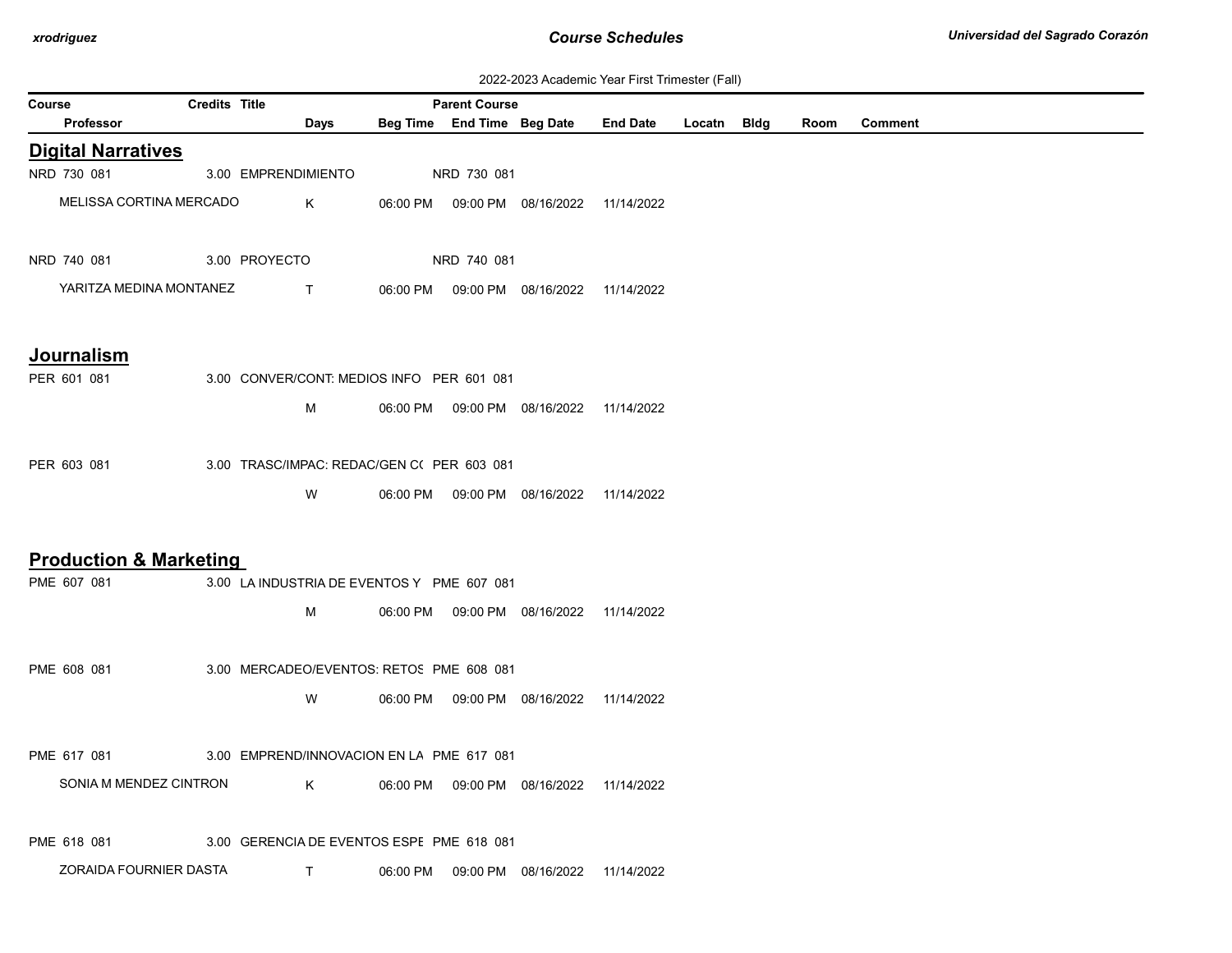2022-2023 Academic Year First Trimester (Fall)

| Course | Credits | Title | Parent Course | | | | | | | |
|---|---|---|---|---|---|---|---|---|---|---|
| Professor | Days | Beg Time | End Time | Beg Date | End Date | Locatn | Bldg | Room | Comment | |

## Digital Narratives

| Course / Professor | Credits | Title / Days | Beg Time | Parent Course / End Time | Beg Date | End Date | Locatn | Bldg | Room | Comment |
|---|---|---|---|---|---|---|---|---|---|---|
| NRD 730 081 | 3.00 | EMPRENDIMIENTO | | NRD 730 081 | | | | | | |
| MELISSA CORTINA MERCADO | | K | 06:00 PM | 09:00 PM | 08/16/2022 | 11/14/2022 | | | | |
| NRD 740 081 | 3.00 | PROYECTO | | NRD 740 081 | | | | | | |
| YARITZA MEDINA MONTANEZ | | T | 06:00 PM | 09:00 PM | 08/16/2022 | 11/14/2022 | | | | |

## Journalism

| Course / Professor | Credits | Title / Days | Beg Time | Parent Course / End Time | Beg Date | End Date | Locatn | Bldg | Room | Comment |
|---|---|---|---|---|---|---|---|---|---|---|
| PER 601 081 | 3.00 | CONVER/CONT: MEDIOS INFO | | PER 601 081 | | | | | | |
| | | M | 06:00 PM | 09:00 PM | 08/16/2022 | 11/14/2022 | | | | |
| PER 603 081 | 3.00 | TRASC/IMPAC: REDAC/GEN C( | | PER 603 081 | | | | | | |
| | | W | 06:00 PM | 09:00 PM | 08/16/2022 | 11/14/2022 | | | | |

## Production & Marketing

| Course / Professor | Credits | Title / Days | Beg Time | Parent Course / End Time | Beg Date | End Date | Locatn | Bldg | Room | Comment |
|---|---|---|---|---|---|---|---|---|---|---|
| PME 607 081 | 3.00 | LA INDUSTRIA DE EVENTOS Y | | PME 607 081 | | | | | | |
| | | M | 06:00 PM | 09:00 PM | 08/16/2022 | 11/14/2022 | | | | |
| PME 608 081 | 3.00 | MERCADEO/EVENTOS: RETOS | | PME 608 081 | | | | | | |
| | | W | 06:00 PM | 09:00 PM | 08/16/2022 | 11/14/2022 | | | | |
| PME 617 081 | 3.00 | EMPREND/INNOVACION EN LA | | PME 617 081 | | | | | | |
| SONIA M MENDEZ CINTRON | | K | 06:00 PM | 09:00 PM | 08/16/2022 | 11/14/2022 | | | | |
| PME 618 081 | 3.00 | GERENCIA DE EVENTOS ESPE | | PME 618 081 | | | | | | |
| ZORAIDA FOURNIER DASTA | | T | 06:00 PM | 09:00 PM | 08/16/2022 | 11/14/2022 | | | | |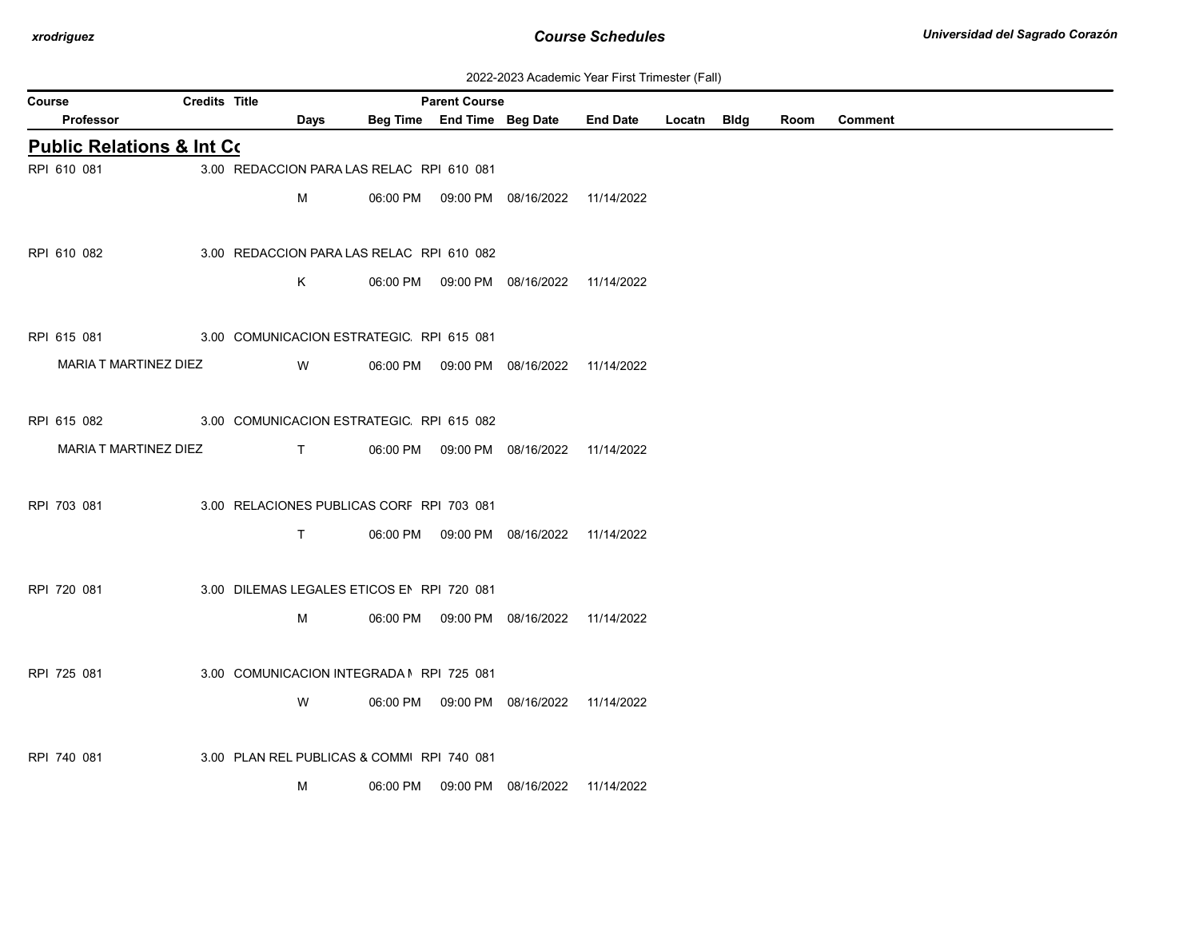2022-2023 Academic Year First Trimester (Fall)

| Course | Credits | Title | Parent Course | | | | | | | | |
|---|---|---|---|---|---|---|---|---|---|---|---|
| Professor | | Days | Beg Time | End Time | Beg Date | End Date | Locatn | Bldg | Room | Comment | |

## Public Relations & Int Co

| Course / Professor | Credits | Title / Days | Beg Time | End Time | Beg Date | End Date | Locatn | Bldg | Room | Comment |
|---|---|---|---|---|---|---|---|---|---|---|
| RPI 610 081 | 3.00 | REDACCION PARA LAS RELAC RPI 610 081 | | | | | | | | |
| | | M | 06:00 PM | 09:00 PM | 08/16/2022 | 11/14/2022 | | | | |
| RPI 610 082 | 3.00 | REDACCION PARA LAS RELAC RPI 610 082 | | | | | | | | |
| | | K | 06:00 PM | 09:00 PM | 08/16/2022 | 11/14/2022 | | | | |
| RPI 615 081 | 3.00 | COMUNICACION ESTRATEGIC. RPI 615 081 | | | | | | | | |
| MARIA T MARTINEZ DIEZ | | W | 06:00 PM | 09:00 PM | 08/16/2022 | 11/14/2022 | | | | |
| RPI 615 082 | 3.00 | COMUNICACION ESTRATEGIC. RPI 615 082 | | | | | | | | |
| MARIA T MARTINEZ DIEZ | | T | 06:00 PM | 09:00 PM | 08/16/2022 | 11/14/2022 | | | | |
| RPI 703 081 | 3.00 | RELACIONES PUBLICAS CORF RPI 703 081 | | | | | | | | |
| | | T | 06:00 PM | 09:00 PM | 08/16/2022 | 11/14/2022 | | | | |
| RPI 720 081 | 3.00 | DILEMAS LEGALES ETICOS EN RPI 720 081 | | | | | | | | |
| | | M | 06:00 PM | 09:00 PM | 08/16/2022 | 11/14/2022 | | | | |
| RPI 725 081 | 3.00 | COMUNICACION INTEGRADA N RPI 725 081 | | | | | | | | |
| | | W | 06:00 PM | 09:00 PM | 08/16/2022 | 11/14/2022 | | | | |
| RPI 740 081 | 3.00 | PLAN REL PUBLICAS & COMMI RPI 740 081 | | | | | | | | |
| | | M | 06:00 PM | 09:00 PM | 08/16/2022 | 11/14/2022 | | | | |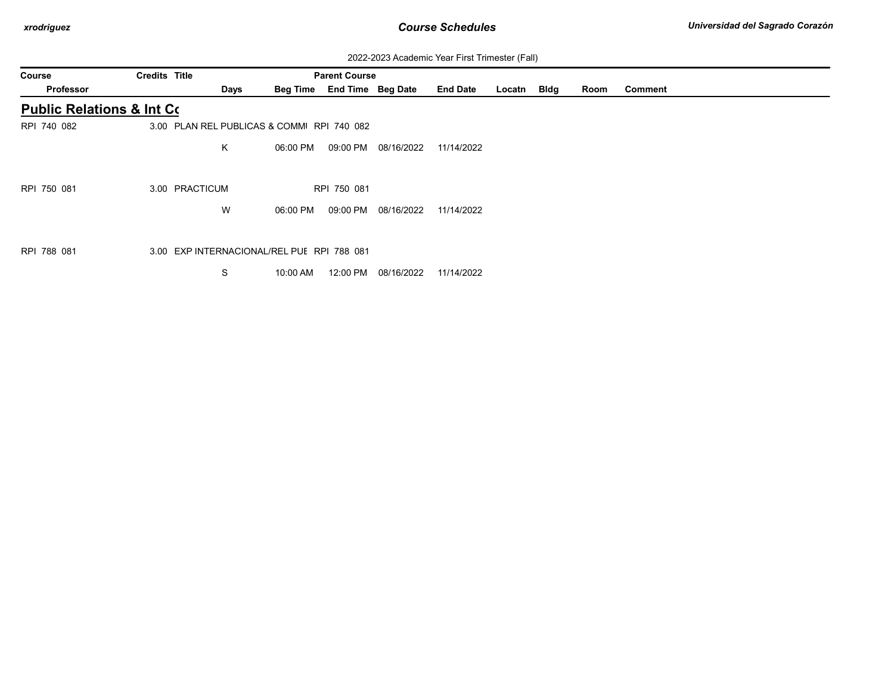2022-2023 Academic Year First Trimester (Fall)

| Course | Credits | Title | Days | Beg Time | Parent Course / End Time | Beg Date | End Date | Locatn | Bldg | Room | Comment |
|---|---|---|---|---|---|---|---|---|---|---|---|
| Professor | | | | | | | | | | | |

## Public Relations & Int Co

| Course | Credits | Title | Days | Beg Time | Parent Course / End Time | Beg Date | End Date | Locatn | Bldg | Room | Comment |
|---|---|---|---|---|---|---|---|---|---|---|---|
| RPI 740 082 | 3.00 | PLAN REL PUBLICAS & COMMI | | | RPI 740 082 | | | | | | |
| | | | K | 06:00 PM | 09:00 PM | 08/16/2022 | 11/14/2022 | | | | |
| RPI 750 081 | 3.00 | PRACTICUM | | | RPI 750 081 | | | | | | |
| | | | W | 06:00 PM | 09:00 PM | 08/16/2022 | 11/14/2022 | | | | |
| RPI 788 081 | 3.00 | EXP INTERNACIONAL/REL PUE | | | RPI 788 081 | | | | | | |
| | | | S | 10:00 AM | 12:00 PM | 08/16/2022 | 11/14/2022 | | | | |